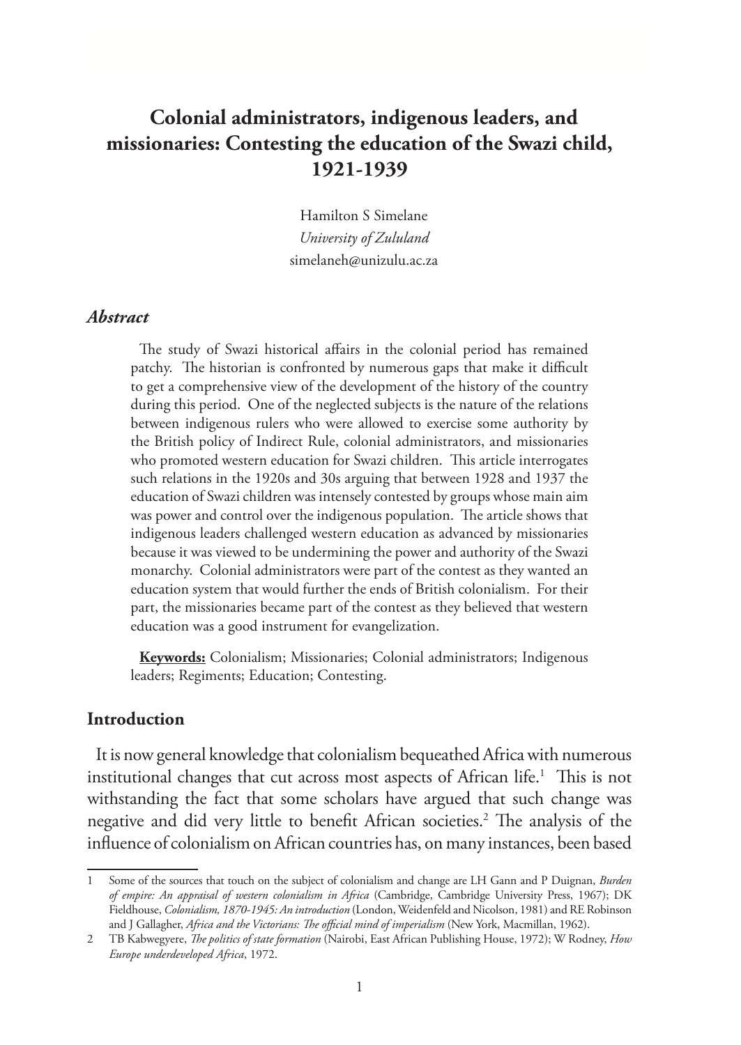# Colonial administrators, indigenous leaders, and missionaries: Contesting the education of the Swazi child, 1921-1939

Hamilton S Simelane  
*University of Zululand*  
simelaneh@unizulu.ac.za

### *Abstract*

The study of Swazi historical affairs in the colonial period has remained patchy. The historian is confronted by numerous gaps that make it difficult to get a comprehensive view of the development of the history of the country during this period. One of the neglected subjects is the nature of the relations between indigenous rulers who were allowed to exercise some authority by the British policy of Indirect Rule, colonial administrators, and missionaries who promoted western education for Swazi children. This article interrogates such relations in the 1920s and 30s arguing that between 1928 and 1937 the education of Swazi children was intensely contested by groups whose main aim was power and control over the indigenous population. The article shows that indigenous leaders challenged western education as advanced by missionaries because it was viewed to be undermining the power and authority of the Swazi monarchy. Colonial administrators were part of the contest as they wanted an education system that would further the ends of British colonialism. For their part, the missionaries became part of the contest as they believed that western education was a good instrument for evangelization.

**Keywords:** Colonialism; Missionaries; Colonial administrators; Indigenous leaders; Regiments; Education; Contesting.

## Introduction

It is now general knowledge that colonialism bequeathed Africa with numerous institutional changes that cut across most aspects of African life.[1] This is not withstanding the fact that some scholars have argued that such change was negative and did very little to benefit African societies.[2] The analysis of the influence of colonialism on African countries has, on many instances, been based

1 Some of the sources that touch on the subject of colonialism and change are LH Gann and P Duignan, *Burden of empire: An appraisal of western colonialism in Africa* (Cambridge, Cambridge University Press, 1967); DK Fieldhouse, *Colonialism, 1870-1945: An introduction* (London, Weidenfeld and Nicolson, 1981) and RE Robinson and J Gallagher, *Africa and the Victorians: The official mind of imperialism* (New York, Macmillan, 1962).

2 TB Kabwegyere, *The politics of state formation* (Nairobi, East African Publishing House, 1972); W Rodney, *How Europe underdeveloped Africa*, 1972.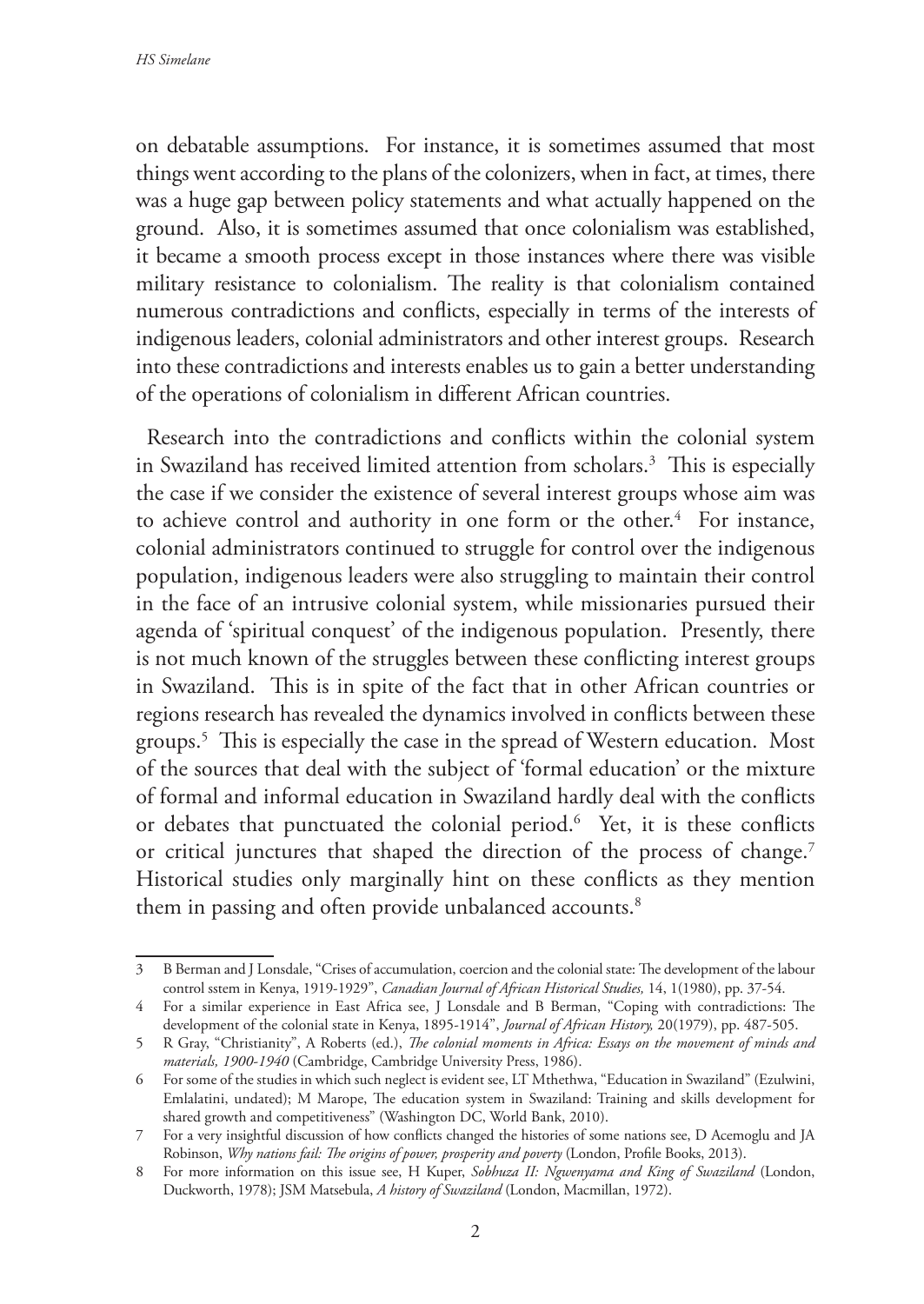on debatable assumptions. For instance, it is sometimes assumed that most things went according to the plans of the colonizers, when in fact, at times, there was a huge gap between policy statements and what actually happened on the ground. Also, it is sometimes assumed that once colonialism was established, it became a smooth process except in those instances where there was visible military resistance to colonialism. The reality is that colonialism contained numerous contradictions and conflicts, especially in terms of the interests of indigenous leaders, colonial administrators and other interest groups. Research into these contradictions and interests enables us to gain a better understanding of the operations of colonialism in different African countries.

Research into the contradictions and conflicts within the colonial system in Swaziland has received limited attention from scholars.[3] This is especially the case if we consider the existence of several interest groups whose aim was to achieve control and authority in one form or the other.[4] For instance, colonial administrators continued to struggle for control over the indigenous population, indigenous leaders were also struggling to maintain their control in the face of an intrusive colonial system, while missionaries pursued their agenda of 'spiritual conquest' of the indigenous population. Presently, there is not much known of the struggles between these conflicting interest groups in Swaziland. This is in spite of the fact that in other African countries or regions research has revealed the dynamics involved in conflicts between these groups.[5] This is especially the case in the spread of Western education. Most of the sources that deal with the subject of 'formal education' or the mixture of formal and informal education in Swaziland hardly deal with the conflicts or debates that punctuated the colonial period.[6] Yet, it is these conflicts or critical junctures that shaped the direction of the process of change.[7] Historical studies only marginally hint on these conflicts as they mention them in passing and often provide unbalanced accounts.[8]

---

3 B Berman and J Lonsdale, "Crises of accumulation, coercion and the colonial state: The development of the labour control sstem in Kenya, 1919-1929", *Canadian Journal of African Historical Studies,* 14, 1(1980), pp. 37-54.

4 For a similar experience in East Africa see, J Lonsdale and B Berman, "Coping with contradictions: The development of the colonial state in Kenya, 1895-1914", *Journal of African History,* 20(1979), pp. 487-505.

5 R Gray, "Christianity", A Roberts (ed.), *The colonial moments in Africa: Essays on the movement of minds and materials, 1900-1940* (Cambridge, Cambridge University Press, 1986).

6 For some of the studies in which such neglect is evident see, LT Mthethwa, "Education in Swaziland" (Ezulwini, Emlalatini, undated); M Marope, The education system in Swaziland: Training and skills development for shared growth and competitiveness" (Washington DC, World Bank, 2010).

7 For a very insightful discussion of how conflicts changed the histories of some nations see, D Acemoglu and JA Robinson, *Why nations fail: The origins of power, prosperity and poverty* (London, Profile Books, 2013).

8 For more information on this issue see, H Kuper, *Sobhuza II: Ngwenyama and King of Swaziland* (London, Duckworth, 1978); JSM Matsebula, *A history of Swaziland* (London, Macmillan, 1972).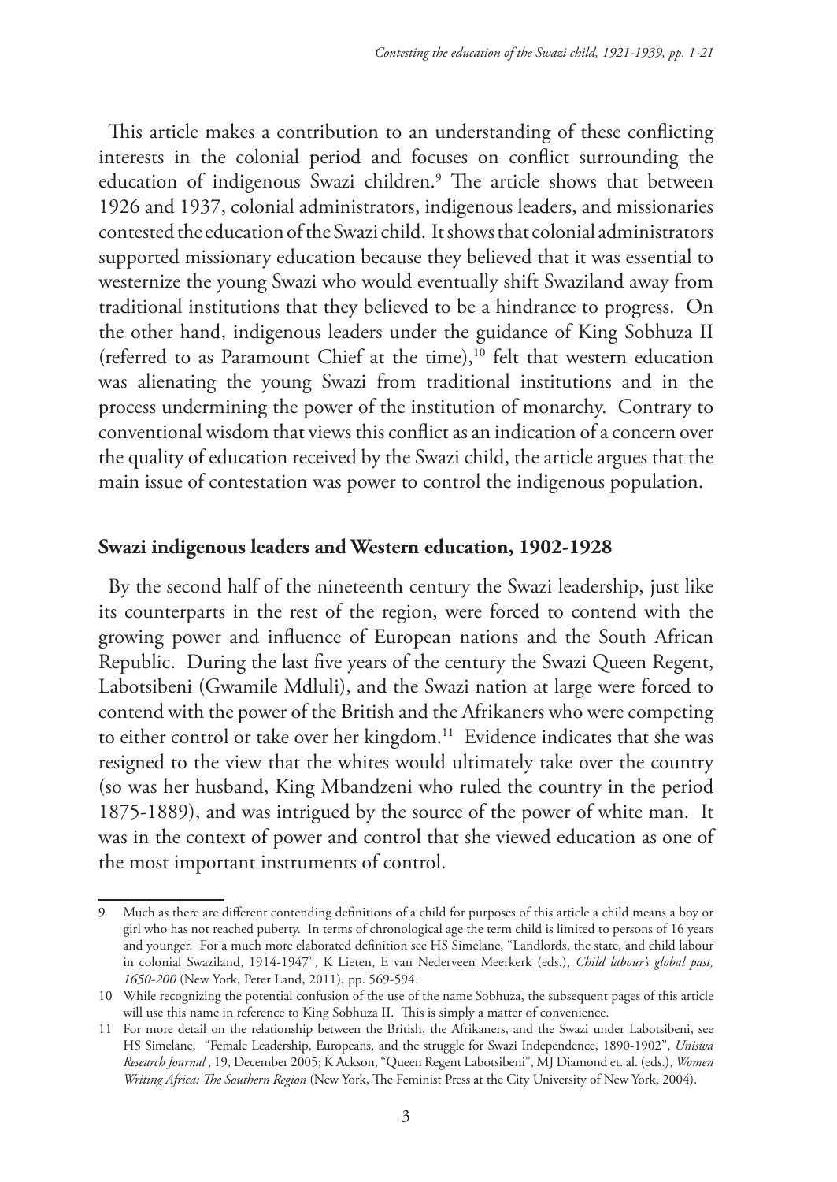This article makes a contribution to an understanding of these conflicting interests in the colonial period and focuses on conflict surrounding the education of indigenous Swazi children.[9] The article shows that between 1926 and 1937, colonial administrators, indigenous leaders, and missionaries contested the education of the Swazi child. It shows that colonial administrators supported missionary education because they believed that it was essential to westernize the young Swazi who would eventually shift Swaziland away from traditional institutions that they believed to be a hindrance to progress. On the other hand, indigenous leaders under the guidance of King Sobhuza II (referred to as Paramount Chief at the time),[10] felt that western education was alienating the young Swazi from traditional institutions and in the process undermining the power of the institution of monarchy. Contrary to conventional wisdom that views this conflict as an indication of a concern over the quality of education received by the Swazi child, the article argues that the main issue of contestation was power to control the indigenous population.

## Swazi indigenous leaders and Western education, 1902-1928

By the second half of the nineteenth century the Swazi leadership, just like its counterparts in the rest of the region, were forced to contend with the growing power and influence of European nations and the South African Republic. During the last five years of the century the Swazi Queen Regent, Labotsibeni (Gwamile Mdluli), and the Swazi nation at large were forced to contend with the power of the British and the Afrikaners who were competing to either control or take over her kingdom.[11] Evidence indicates that she was resigned to the view that the whites would ultimately take over the country (so was her husband, King Mbandzeni who ruled the country in the period 1875-1889), and was intrigued by the source of the power of white man. It was in the context of power and control that she viewed education as one of the most important instruments of control.

---

9 Much as there are different contending definitions of a child for purposes of this article a child means a boy or girl who has not reached puberty. In terms of chronological age the term child is limited to persons of 16 years and younger. For a much more elaborated definition see HS Simelane, "Landlords, the state, and child labour in colonial Swaziland, 1914-1947", K Lieten, E van Nederveen Meerkerk (eds.), *Child labour's global past, 1650-200* (New York, Peter Land, 2011), pp. 569-594.

10 While recognizing the potential confusion of the use of the name Sobhuza, the subsequent pages of this article will use this name in reference to King Sobhuza II. This is simply a matter of convenience.

11 For more detail on the relationship between the British, the Afrikaners, and the Swazi under Labotsibeni, see HS Simelane, "Female Leadership, Europeans, and the struggle for Swazi Independence, 1890-1902", *Uniswa Research Journal* , 19, December 2005; K Ackson, "Queen Regent Labotsibeni", MJ Diamond et. al. (eds.), *Women Writing Africa: The Southern Region* (New York, The Feminist Press at the City University of New York, 2004).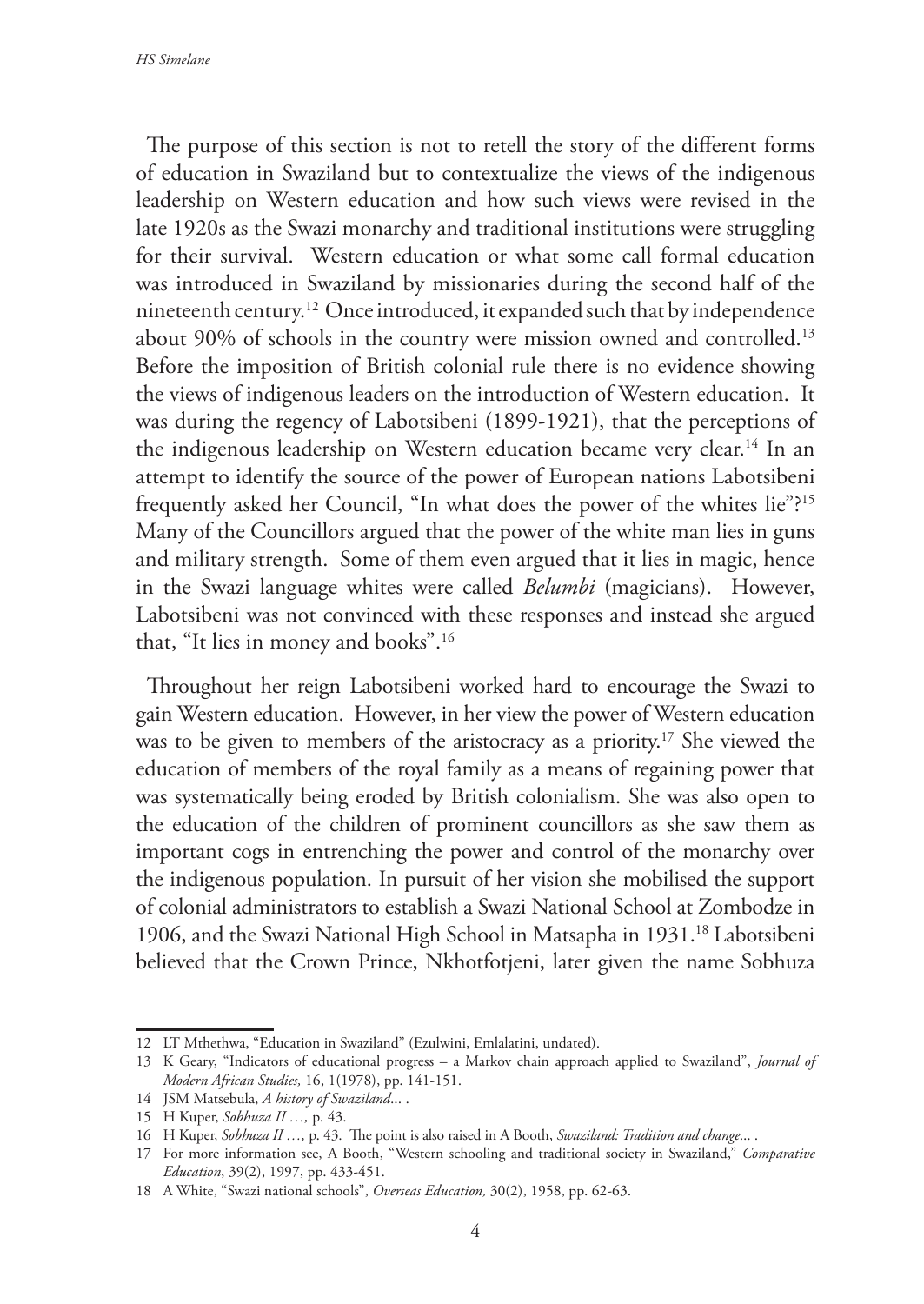The purpose of this section is not to retell the story of the different forms of education in Swaziland but to contextualize the views of the indigenous leadership on Western education and how such views were revised in the late 1920s as the Swazi monarchy and traditional institutions were struggling for their survival. Western education or what some call formal education was introduced in Swaziland by missionaries during the second half of the nineteenth century.[12] Once introduced, it expanded such that by independence about 90% of schools in the country were mission owned and controlled.[13] Before the imposition of British colonial rule there is no evidence showing the views of indigenous leaders on the introduction of Western education. It was during the regency of Labotsibeni (1899-1921), that the perceptions of the indigenous leadership on Western education became very clear.[14] In an attempt to identify the source of the power of European nations Labotsibeni frequently asked her Council, "In what does the power of the whites lie"?[15] Many of the Councillors argued that the power of the white man lies in guns and military strength. Some of them even argued that it lies in magic, hence in the Swazi language whites were called *Belumbi* (magicians). However, Labotsibeni was not convinced with these responses and instead she argued that, "It lies in money and books".[16]

Throughout her reign Labotsibeni worked hard to encourage the Swazi to gain Western education. However, in her view the power of Western education was to be given to members of the aristocracy as a priority.[17] She viewed the education of members of the royal family as a means of regaining power that was systematically being eroded by British colonialism. She was also open to the education of the children of prominent councillors as she saw them as important cogs in entrenching the power and control of the monarchy over the indigenous population. In pursuit of her vision she mobilised the support of colonial administrators to establish a Swazi National School at Zombodze in 1906, and the Swazi National High School in Matsapha in 1931.[18] Labotsibeni believed that the Crown Prince, Nkhotfotjeni, later given the name Sobhuza

---

12 LT Mthethwa, "Education in Swaziland" (Ezulwini, Emlalatini, undated).

13 K Geary, "Indicators of educational progress – a Markov chain approach applied to Swaziland", *Journal of Modern African Studies,* 16, 1(1978), pp. 141-151.

14 JSM Matsebula, *A history of Swaziland*... .

15 H Kuper, *Sobhuza II …,* p. 43.

16 H Kuper, *Sobhuza II …,* p. 43. The point is also raised in A Booth, *Swaziland: Tradition and change*... .

17 For more information see, A Booth, "Western schooling and traditional society in Swaziland," *Comparative Education*, 39(2), 1997, pp. 433-451.

18 A White, "Swazi national schools", *Overseas Education,* 30(2), 1958, pp. 62-63.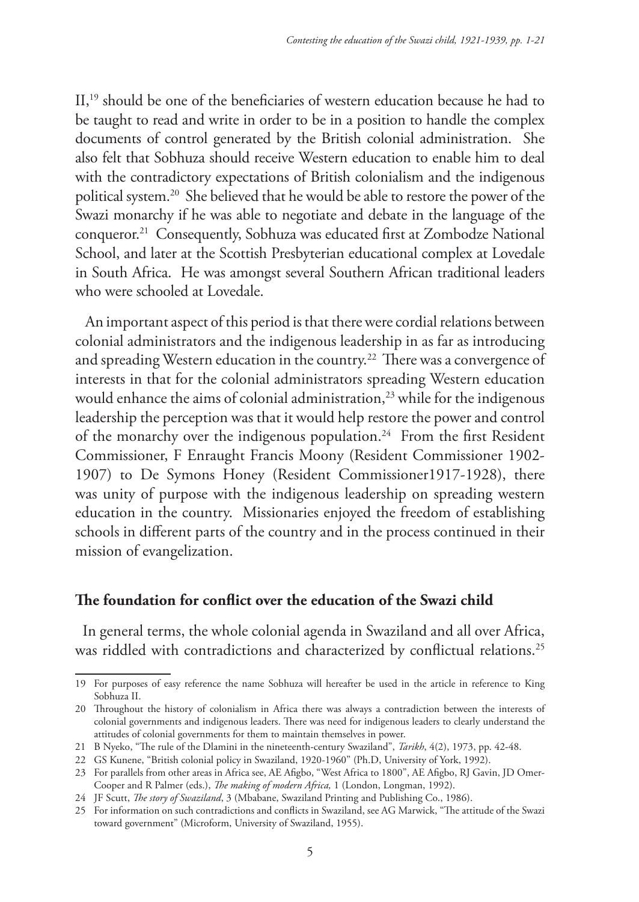II,[19] should be one of the beneficiaries of western education because he had to be taught to read and write in order to be in a position to handle the complex documents of control generated by the British colonial administration. She also felt that Sobhuza should receive Western education to enable him to deal with the contradictory expectations of British colonialism and the indigenous political system.[20] She believed that he would be able to restore the power of the Swazi monarchy if he was able to negotiate and debate in the language of the conqueror.[21] Consequently, Sobhuza was educated first at Zombodze National School, and later at the Scottish Presbyterian educational complex at Lovedale in South Africa. He was amongst several Southern African traditional leaders who were schooled at Lovedale.

An important aspect of this period is that there were cordial relations between colonial administrators and the indigenous leadership in as far as introducing and spreading Western education in the country.[22] There was a convergence of interests in that for the colonial administrators spreading Western education would enhance the aims of colonial administration,[23] while for the indigenous leadership the perception was that it would help restore the power and control of the monarchy over the indigenous population.[24] From the first Resident Commissioner, F Enraught Francis Moony (Resident Commissioner 1902-1907) to De Symons Honey (Resident Commissioner1917-1928), there was unity of purpose with the indigenous leadership on spreading western education in the country. Missionaries enjoyed the freedom of establishing schools in different parts of the country and in the process continued in their mission of evangelization.

## The foundation for conflict over the education of the Swazi child

In general terms, the whole colonial agenda in Swaziland and all over Africa, was riddled with contradictions and characterized by conflictual relations.[25]

---

19 For purposes of easy reference the name Sobhuza will hereafter be used in the article in reference to King Sobhuza II.

20 Throughout the history of colonialism in Africa there was always a contradiction between the interests of colonial governments and indigenous leaders. There was need for indigenous leaders to clearly understand the attitudes of colonial governments for them to maintain themselves in power.

21 B Nyeko, "The rule of the Dlamini in the nineteenth-century Swaziland", *Tarikh*, 4(2), 1973, pp. 42-48.

22 GS Kunene, "British colonial policy in Swaziland, 1920-1960" (Ph.D, University of York, 1992).

23 For parallels from other areas in Africa see, AE Afigbo, "West Africa to 1800", AE Afigbo, RJ Gavin, JD Omer-Cooper and R Palmer (eds.), *The making of modern Africa,* 1 (London, Longman, 1992).

24 JF Scutt, *The story of Swaziland*, 3 (Mbabane, Swaziland Printing and Publishing Co., 1986).

25 For information on such contradictions and conflicts in Swaziland, see AG Marwick, "The attitude of the Swazi toward government" (Microform, University of Swaziland, 1955).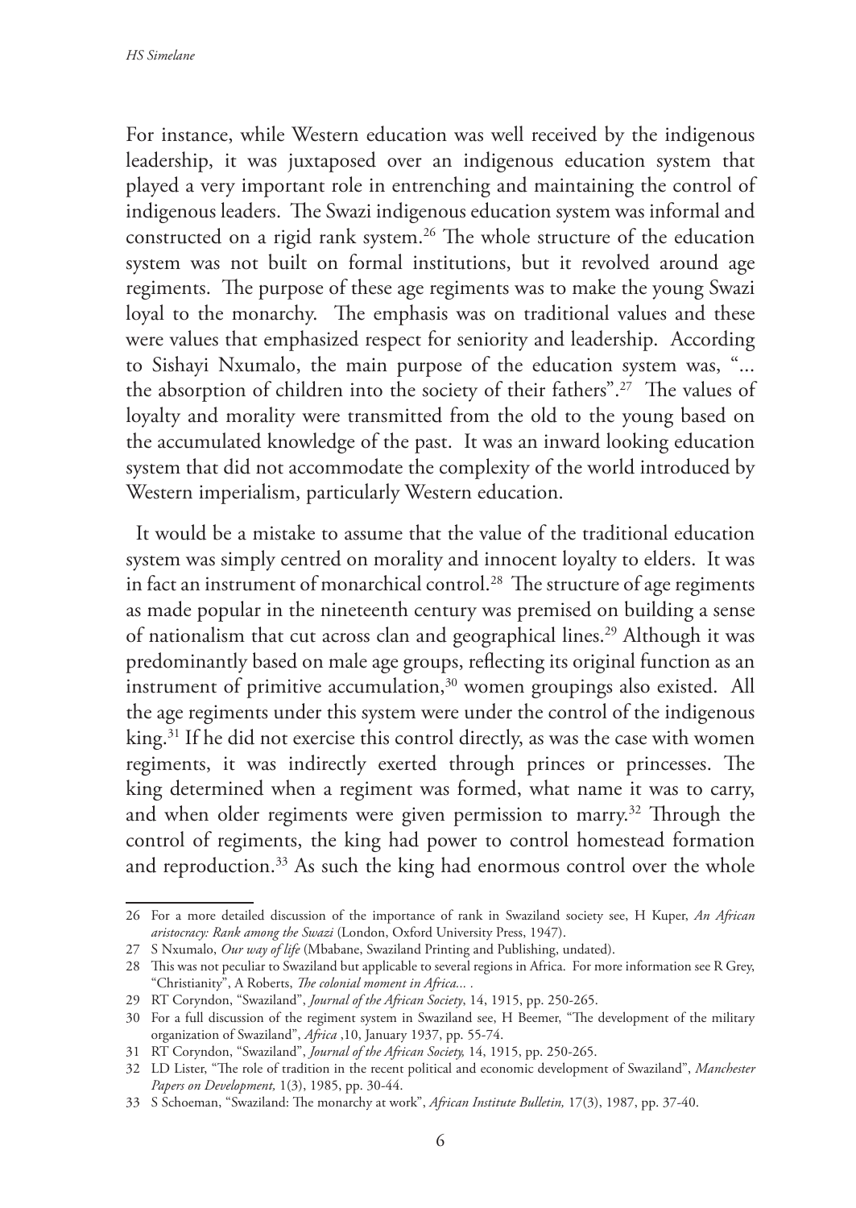For instance, while Western education was well received by the indigenous leadership, it was juxtaposed over an indigenous education system that played a very important role in entrenching and maintaining the control of indigenous leaders. The Swazi indigenous education system was informal and constructed on a rigid rank system.[26] The whole structure of the education system was not built on formal institutions, but it revolved around age regiments. The purpose of these age regiments was to make the young Swazi loyal to the monarchy. The emphasis was on traditional values and these were values that emphasized respect for seniority and leadership. According to Sishayi Nxumalo, the main purpose of the education system was, "... the absorption of children into the society of their fathers".[27] The values of loyalty and morality were transmitted from the old to the young based on the accumulated knowledge of the past. It was an inward looking education system that did not accommodate the complexity of the world introduced by Western imperialism, particularly Western education.

It would be a mistake to assume that the value of the traditional education system was simply centred on morality and innocent loyalty to elders. It was in fact an instrument of monarchical control.[28] The structure of age regiments as made popular in the nineteenth century was premised on building a sense of nationalism that cut across clan and geographical lines.[29] Although it was predominantly based on male age groups, reflecting its original function as an instrument of primitive accumulation,[30] women groupings also existed. All the age regiments under this system were under the control of the indigenous king.[31] If he did not exercise this control directly, as was the case with women regiments, it was indirectly exerted through princes or princesses. The king determined when a regiment was formed, what name it was to carry, and when older regiments were given permission to marry.[32] Through the control of regiments, the king had power to control homestead formation and reproduction.[33] As such the king had enormous control over the whole

---

26 For a more detailed discussion of the importance of rank in Swaziland society see, H Kuper, *An African aristocracy: Rank among the Swazi* (London, Oxford University Press, 1947).

27 S Nxumalo, *Our way of life* (Mbabane, Swaziland Printing and Publishing, undated).

28 This was not peculiar to Swaziland but applicable to several regions in Africa. For more information see R Grey, "Christianity", A Roberts, *The colonial moment in Africa...* .

29 RT Coryndon, "Swaziland", *Journal of the African Society*, 14, 1915, pp. 250-265.

30 For a full discussion of the regiment system in Swaziland see, H Beemer, "The development of the military organization of Swaziland", *Africa* ,10, January 1937, pp. 55-74.

31 RT Coryndon, "Swaziland", *Journal of the African Society,* 14, 1915, pp. 250-265.

32 LD Lister, "The role of tradition in the recent political and economic development of Swaziland", *Manchester Papers on Development,* 1(3), 1985, pp. 30-44.

33 S Schoeman, "Swaziland: The monarchy at work", *African Institute Bulletin,* 17(3), 1987, pp. 37-40.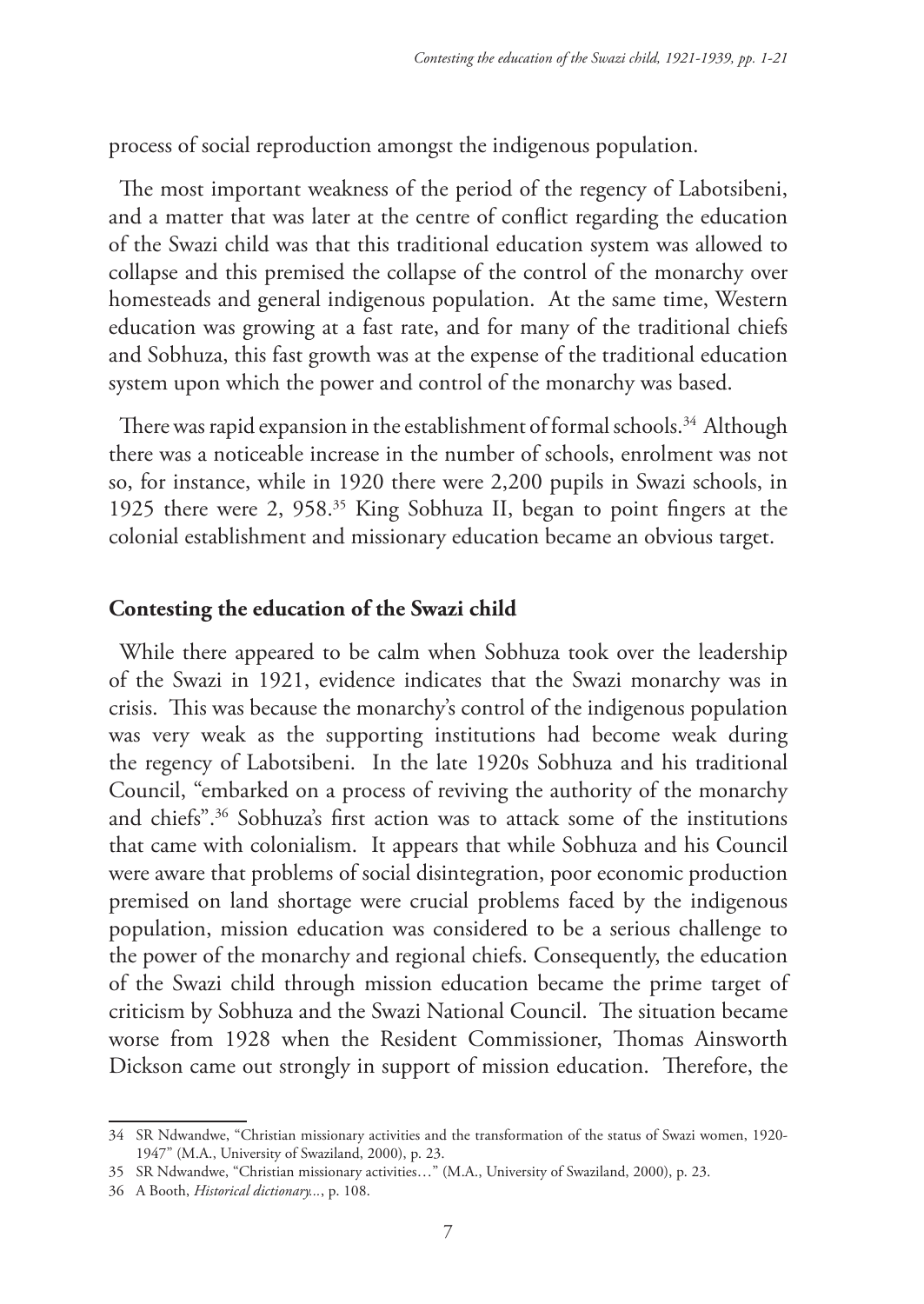process of social reproduction amongst the indigenous population.

The most important weakness of the period of the regency of Labotsibeni, and a matter that was later at the centre of conflict regarding the education of the Swazi child was that this traditional education system was allowed to collapse and this premised the collapse of the control of the monarchy over homesteads and general indigenous population. At the same time, Western education was growing at a fast rate, and for many of the traditional chiefs and Sobhuza, this fast growth was at the expense of the traditional education system upon which the power and control of the monarchy was based.

There was rapid expansion in the establishment of formal schools.[34] Although there was a noticeable increase in the number of schools, enrolment was not so, for instance, while in 1920 there were 2,200 pupils in Swazi schools, in 1925 there were 2, 958.[35] King Sobhuza II, began to point fingers at the colonial establishment and missionary education became an obvious target.

## Contesting the education of the Swazi child

While there appeared to be calm when Sobhuza took over the leadership of the Swazi in 1921, evidence indicates that the Swazi monarchy was in crisis. This was because the monarchy's control of the indigenous population was very weak as the supporting institutions had become weak during the regency of Labotsibeni. In the late 1920s Sobhuza and his traditional Council, "embarked on a process of reviving the authority of the monarchy and chiefs".[36] Sobhuza's first action was to attack some of the institutions that came with colonialism. It appears that while Sobhuza and his Council were aware that problems of social disintegration, poor economic production premised on land shortage were crucial problems faced by the indigenous population, mission education was considered to be a serious challenge to the power of the monarchy and regional chiefs. Consequently, the education of the Swazi child through mission education became the prime target of criticism by Sobhuza and the Swazi National Council. The situation became worse from 1928 when the Resident Commissioner, Thomas Ainsworth Dickson came out strongly in support of mission education. Therefore, the

---

34 SR Ndwandwe, "Christian missionary activities and the transformation of the status of Swazi women, 1920-1947" (M.A., University of Swaziland, 2000), p. 23.

35 SR Ndwandwe, "Christian missionary activities…" (M.A., University of Swaziland, 2000), p. 23.

36 A Booth, *Historical dictionary...*, p. 108.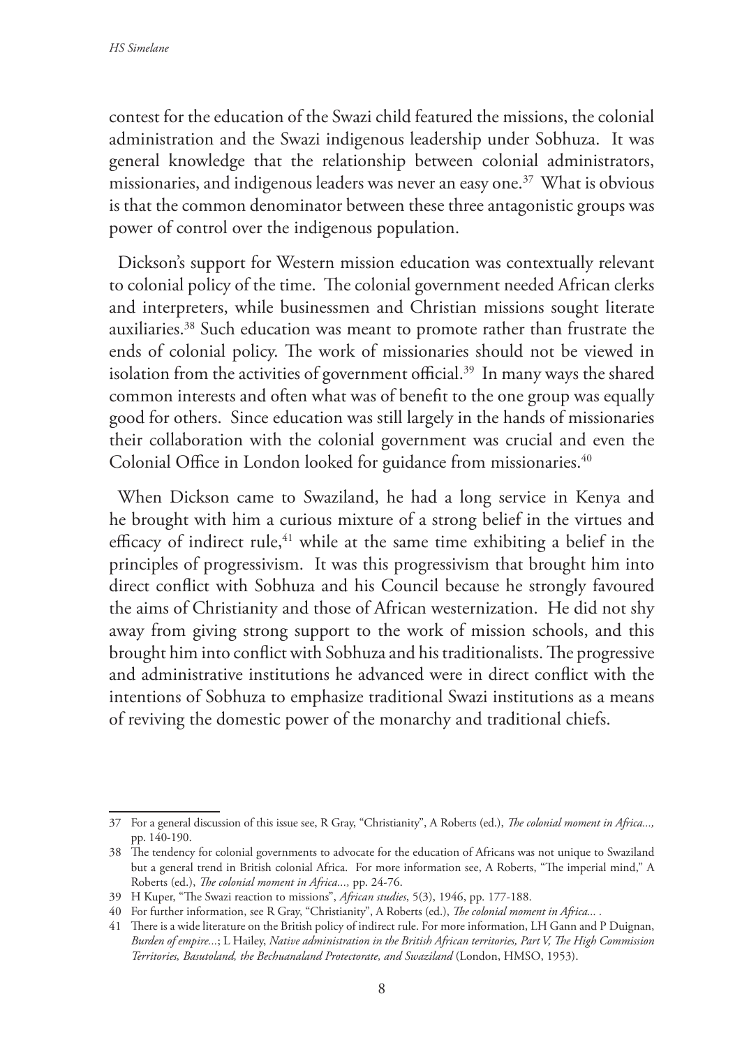contest for the education of the Swazi child featured the missions, the colonial administration and the Swazi indigenous leadership under Sobhuza. It was general knowledge that the relationship between colonial administrators, missionaries, and indigenous leaders was never an easy one.[37] What is obvious is that the common denominator between these three antagonistic groups was power of control over the indigenous population.

Dickson's support for Western mission education was contextually relevant to colonial policy of the time. The colonial government needed African clerks and interpreters, while businessmen and Christian missions sought literate auxiliaries.[38] Such education was meant to promote rather than frustrate the ends of colonial policy. The work of missionaries should not be viewed in isolation from the activities of government official.[39] In many ways the shared common interests and often what was of benefit to the one group was equally good for others. Since education was still largely in the hands of missionaries their collaboration with the colonial government was crucial and even the Colonial Office in London looked for guidance from missionaries.[40]

When Dickson came to Swaziland, he had a long service in Kenya and he brought with him a curious mixture of a strong belief in the virtues and efficacy of indirect rule,[41] while at the same time exhibiting a belief in the principles of progressivism. It was this progressivism that brought him into direct conflict with Sobhuza and his Council because he strongly favoured the aims of Christianity and those of African westernization. He did not shy away from giving strong support to the work of mission schools, and this brought him into conflict with Sobhuza and his traditionalists. The progressive and administrative institutions he advanced were in direct conflict with the intentions of Sobhuza to emphasize traditional Swazi institutions as a means of reviving the domestic power of the monarchy and traditional chiefs.

---

37 For a general discussion of this issue see, R Gray, "Christianity", A Roberts (ed.), *The colonial moment in Africa...,* pp. 140-190.

38 The tendency for colonial governments to advocate for the education of Africans was not unique to Swaziland but a general trend in British colonial Africa. For more information see, A Roberts, "The imperial mind," A Roberts (ed.), *The colonial moment in Africa...,* pp. 24-76.

39 H Kuper, "The Swazi reaction to missions", *African studies*, 5(3), 1946, pp. 177-188.

40 For further information, see R Gray, "Christianity", A Roberts (ed.), *The colonial moment in Africa...* .

41 There is a wide literature on the British policy of indirect rule. For more information, LH Gann and P Duignan, *Burden of empire...*; L Hailey, *Native administration in the British African territories, Part V, The High Commission Territories, Basutoland, the Bechuanaland Protectorate, and Swaziland* (London, HMSO, 1953).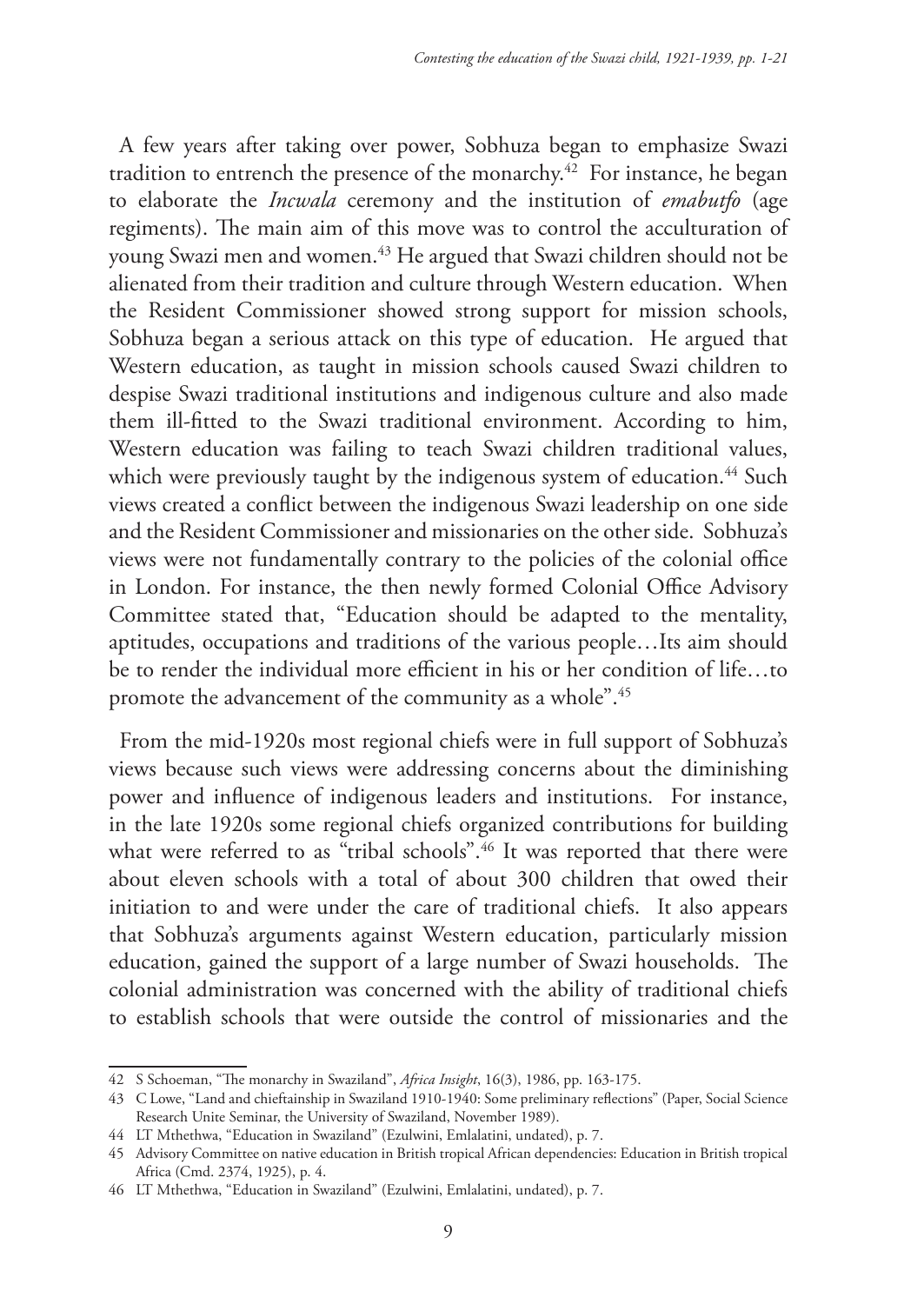A few years after taking over power, Sobhuza began to emphasize Swazi tradition to entrench the presence of the monarchy.[42] For instance, he began to elaborate the *Incwala* ceremony and the institution of *emabutfo* (age regiments). The main aim of this move was to control the acculturation of young Swazi men and women.[43] He argued that Swazi children should not be alienated from their tradition and culture through Western education. When the Resident Commissioner showed strong support for mission schools, Sobhuza began a serious attack on this type of education. He argued that Western education, as taught in mission schools caused Swazi children to despise Swazi traditional institutions and indigenous culture and also made them ill-fitted to the Swazi traditional environment. According to him, Western education was failing to teach Swazi children traditional values, which were previously taught by the indigenous system of education.[44] Such views created a conflict between the indigenous Swazi leadership on one side and the Resident Commissioner and missionaries on the other side. Sobhuza's views were not fundamentally contrary to the policies of the colonial office in London. For instance, the then newly formed Colonial Office Advisory Committee stated that, "Education should be adapted to the mentality, aptitudes, occupations and traditions of the various people…Its aim should be to render the individual more efficient in his or her condition of life…to promote the advancement of the community as a whole".[45]

From the mid-1920s most regional chiefs were in full support of Sobhuza's views because such views were addressing concerns about the diminishing power and influence of indigenous leaders and institutions. For instance, in the late 1920s some regional chiefs organized contributions for building what were referred to as "tribal schools".[46] It was reported that there were about eleven schools with a total of about 300 children that owed their initiation to and were under the care of traditional chiefs. It also appears that Sobhuza's arguments against Western education, particularly mission education, gained the support of a large number of Swazi households. The colonial administration was concerned with the ability of traditional chiefs to establish schools that were outside the control of missionaries and the

---

42 S Schoeman, "The monarchy in Swaziland", *Africa Insight*, 16(3), 1986, pp. 163-175.

43 C Lowe, "Land and chieftainship in Swaziland 1910-1940: Some preliminary reflections" (Paper, Social Science Research Unite Seminar, the University of Swaziland, November 1989).

44 LT Mthethwa, "Education in Swaziland" (Ezulwini, Emlalatini, undated), p. 7.

45 Advisory Committee on native education in British tropical African dependencies: Education in British tropical Africa (Cmd. 2374, 1925), p. 4.

46 LT Mthethwa, "Education in Swaziland" (Ezulwini, Emlalatini, undated), p. 7.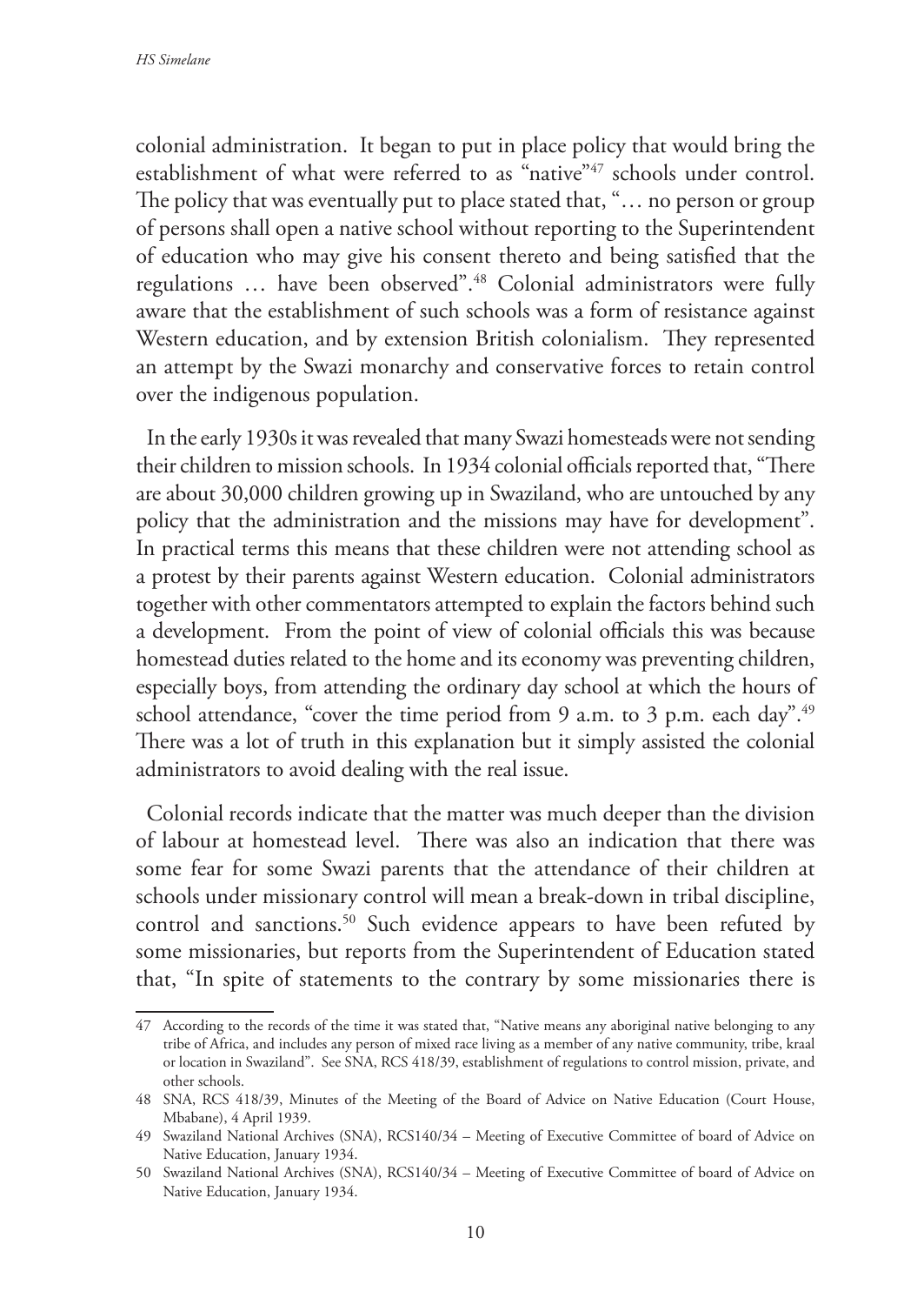colonial administration. It began to put in place policy that would bring the establishment of what were referred to as "native"[47] schools under control. The policy that was eventually put to place stated that, "… no person or group of persons shall open a native school without reporting to the Superintendent of education who may give his consent thereto and being satisfied that the regulations … have been observed".[48] Colonial administrators were fully aware that the establishment of such schools was a form of resistance against Western education, and by extension British colonialism. They represented an attempt by the Swazi monarchy and conservative forces to retain control over the indigenous population.

In the early 1930s it was revealed that many Swazi homesteads were not sending their children to mission schools. In 1934 colonial officials reported that, "There are about 30,000 children growing up in Swaziland, who are untouched by any policy that the administration and the missions may have for development". In practical terms this means that these children were not attending school as a protest by their parents against Western education. Colonial administrators together with other commentators attempted to explain the factors behind such a development. From the point of view of colonial officials this was because homestead duties related to the home and its economy was preventing children, especially boys, from attending the ordinary day school at which the hours of school attendance, "cover the time period from 9 a.m. to 3 p.m. each day".[49] There was a lot of truth in this explanation but it simply assisted the colonial administrators to avoid dealing with the real issue.

Colonial records indicate that the matter was much deeper than the division of labour at homestead level. There was also an indication that there was some fear for some Swazi parents that the attendance of their children at schools under missionary control will mean a break-down in tribal discipline, control and sanctions.[50] Such evidence appears to have been refuted by some missionaries, but reports from the Superintendent of Education stated that, "In spite of statements to the contrary by some missionaries there is

---

47 According to the records of the time it was stated that, "Native means any aboriginal native belonging to any tribe of Africa, and includes any person of mixed race living as a member of any native community, tribe, kraal or location in Swaziland". See SNA, RCS 418/39, establishment of regulations to control mission, private, and other schools.

48 SNA, RCS 418/39, Minutes of the Meeting of the Board of Advice on Native Education (Court House, Mbabane), 4 April 1939.

49 Swaziland National Archives (SNA), RCS140/34 – Meeting of Executive Committee of board of Advice on Native Education, January 1934.

50 Swaziland National Archives (SNA), RCS140/34 – Meeting of Executive Committee of board of Advice on Native Education, January 1934.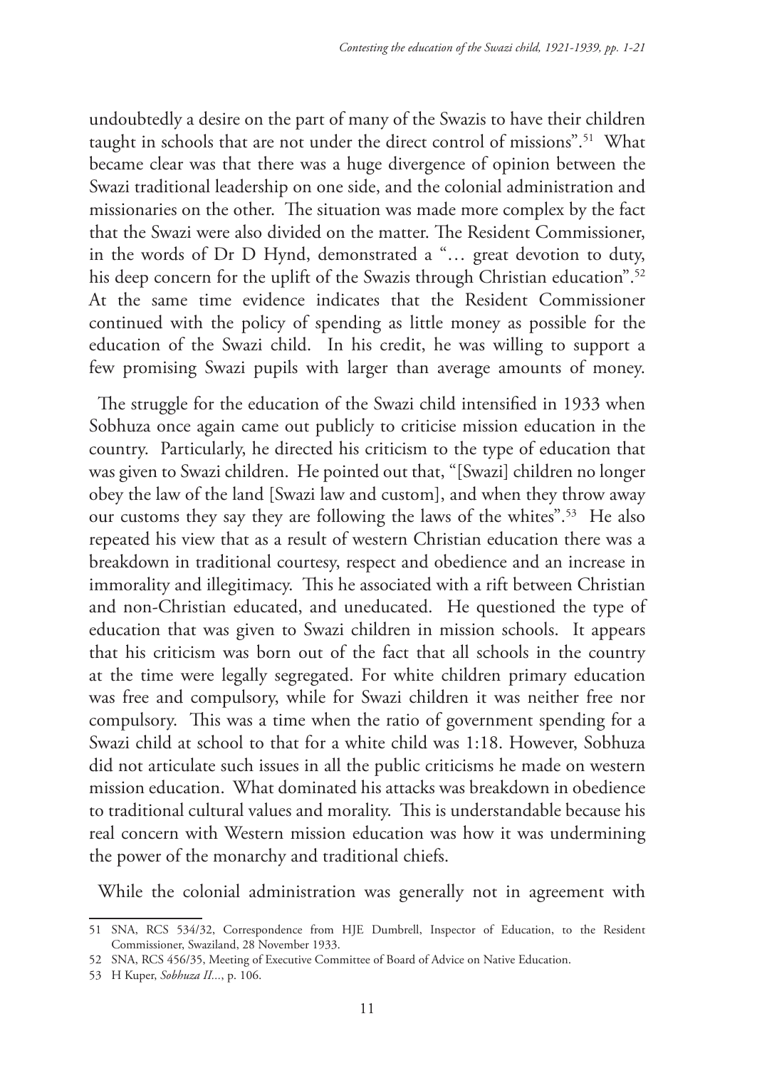undoubtedly a desire on the part of many of the Swazis to have their children taught in schools that are not under the direct control of missions".[51] What became clear was that there was a huge divergence of opinion between the Swazi traditional leadership on one side, and the colonial administration and missionaries on the other. The situation was made more complex by the fact that the Swazi were also divided on the matter. The Resident Commissioner, in the words of Dr D Hynd, demonstrated a "… great devotion to duty, his deep concern for the uplift of the Swazis through Christian education".[52] At the same time evidence indicates that the Resident Commissioner continued with the policy of spending as little money as possible for the education of the Swazi child. In his credit, he was willing to support a few promising Swazi pupils with larger than average amounts of money.

The struggle for the education of the Swazi child intensified in 1933 when Sobhuza once again came out publicly to criticise mission education in the country. Particularly, he directed his criticism to the type of education that was given to Swazi children. He pointed out that, "[Swazi] children no longer obey the law of the land [Swazi law and custom], and when they throw away our customs they say they are following the laws of the whites".[53] He also repeated his view that as a result of western Christian education there was a breakdown in traditional courtesy, respect and obedience and an increase in immorality and illegitimacy. This he associated with a rift between Christian and non-Christian educated, and uneducated. He questioned the type of education that was given to Swazi children in mission schools. It appears that his criticism was born out of the fact that all schools in the country at the time were legally segregated. For white children primary education was free and compulsory, while for Swazi children it was neither free nor compulsory. This was a time when the ratio of government spending for a Swazi child at school to that for a white child was 1:18. However, Sobhuza did not articulate such issues in all the public criticisms he made on western mission education. What dominated his attacks was breakdown in obedience to traditional cultural values and morality. This is understandable because his real concern with Western mission education was how it was undermining the power of the monarchy and traditional chiefs.

While the colonial administration was generally not in agreement with

---

51 SNA, RCS 534/32, Correspondence from HJE Dumbrell, Inspector of Education, to the Resident Commissioner, Swaziland, 28 November 1933.

52 SNA, RCS 456/35, Meeting of Executive Committee of Board of Advice on Native Education.

53 H Kuper, *Sobhuza II...*, p. 106.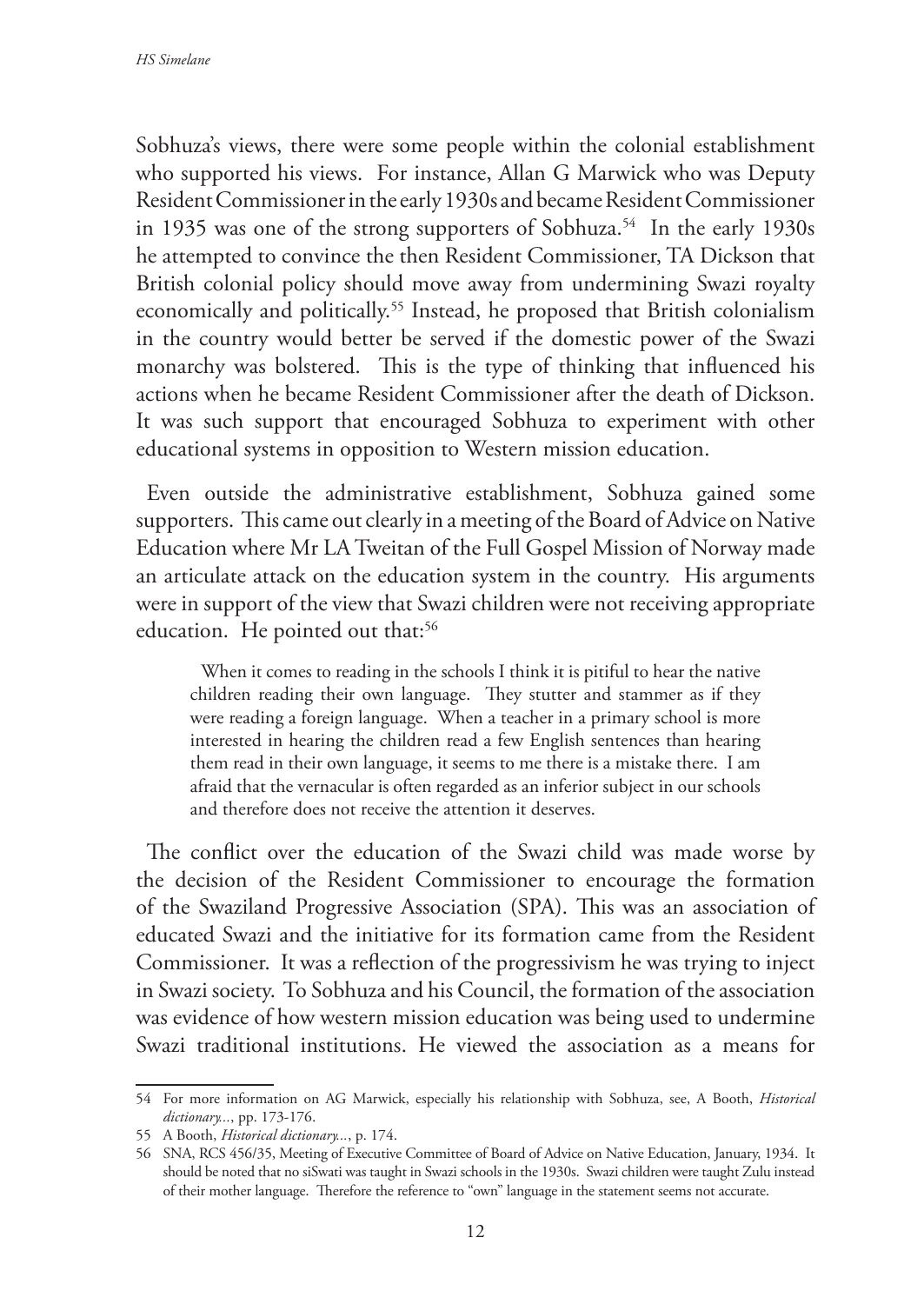Sobhuza's views, there were some people within the colonial establishment who supported his views. For instance, Allan G Marwick who was Deputy Resident Commissioner in the early 1930s and became Resident Commissioner in 1935 was one of the strong supporters of Sobhuza.[54] In the early 1930s he attempted to convince the then Resident Commissioner, TA Dickson that British colonial policy should move away from undermining Swazi royalty economically and politically.[55] Instead, he proposed that British colonialism in the country would better be served if the domestic power of the Swazi monarchy was bolstered. This is the type of thinking that influenced his actions when he became Resident Commissioner after the death of Dickson. It was such support that encouraged Sobhuza to experiment with other educational systems in opposition to Western mission education.

Even outside the administrative establishment, Sobhuza gained some supporters. This came out clearly in a meeting of the Board of Advice on Native Education where Mr LA Tweitan of the Full Gospel Mission of Norway made an articulate attack on the education system in the country. His arguments were in support of the view that Swazi children were not receiving appropriate education. He pointed out that:[56]

> When it comes to reading in the schools I think it is pitiful to hear the native children reading their own language. They stutter and stammer as if they were reading a foreign language. When a teacher in a primary school is more interested in hearing the children read a few English sentences than hearing them read in their own language, it seems to me there is a mistake there. I am afraid that the vernacular is often regarded as an inferior subject in our schools and therefore does not receive the attention it deserves.

The conflict over the education of the Swazi child was made worse by the decision of the Resident Commissioner to encourage the formation of the Swaziland Progressive Association (SPA). This was an association of educated Swazi and the initiative for its formation came from the Resident Commissioner. It was a reflection of the progressivism he was trying to inject in Swazi society. To Sobhuza and his Council, the formation of the association was evidence of how western mission education was being used to undermine Swazi traditional institutions. He viewed the association as a means for

---

54 For more information on AG Marwick, especially his relationship with Sobhuza, see, A Booth, *Historical dictionary...*, pp. 173-176.

55 A Booth, *Historical dictionary...*, p. 174.

56 SNA, RCS 456/35, Meeting of Executive Committee of Board of Advice on Native Education, January, 1934. It should be noted that no siSwati was taught in Swazi schools in the 1930s. Swazi children were taught Zulu instead of their mother language. Therefore the reference to "own" language in the statement seems not accurate.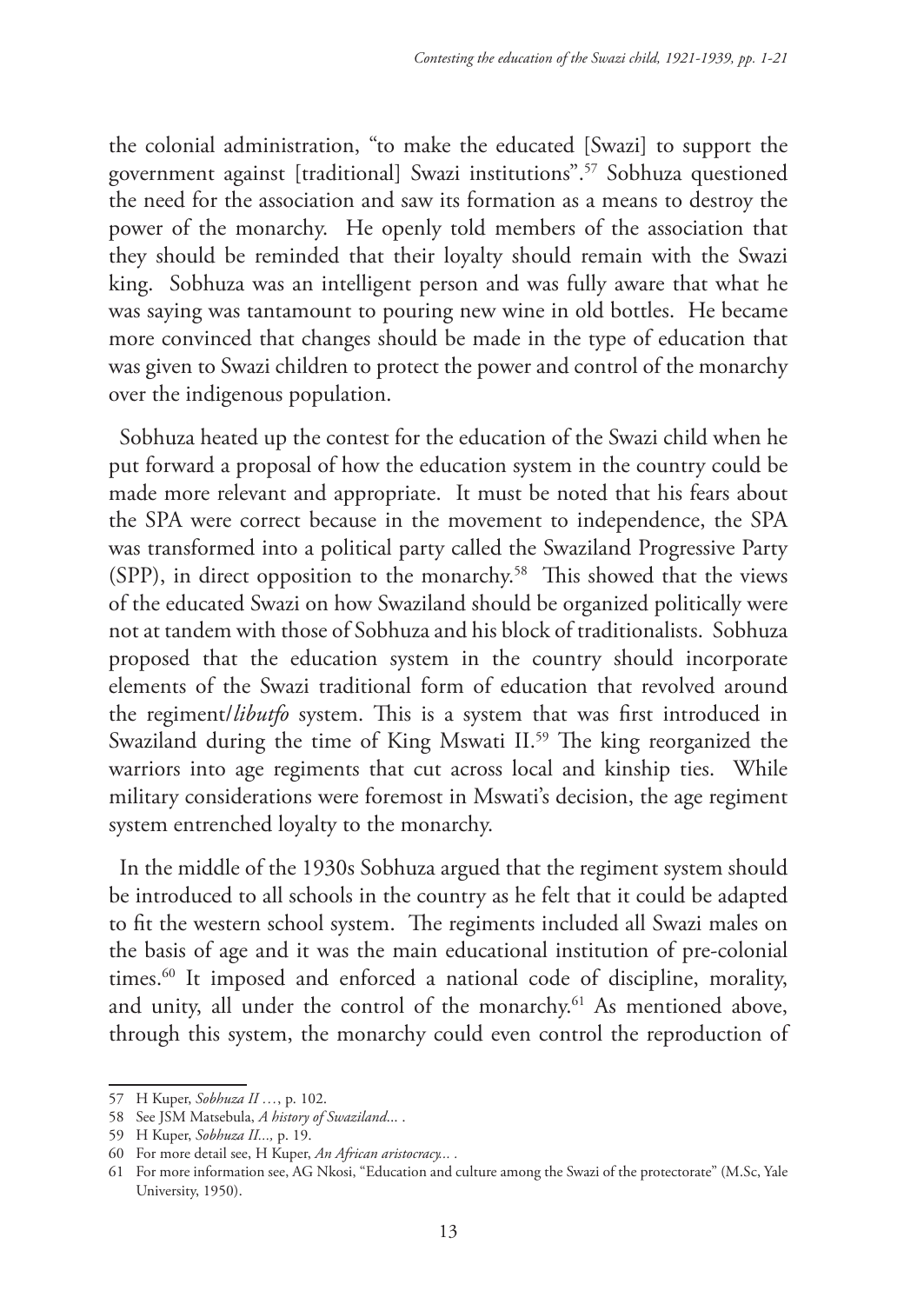the colonial administration, "to make the educated [Swazi] to support the government against [traditional] Swazi institutions".[57] Sobhuza questioned the need for the association and saw its formation as a means to destroy the power of the monarchy. He openly told members of the association that they should be reminded that their loyalty should remain with the Swazi king. Sobhuza was an intelligent person and was fully aware that what he was saying was tantamount to pouring new wine in old bottles. He became more convinced that changes should be made in the type of education that was given to Swazi children to protect the power and control of the monarchy over the indigenous population.

Sobhuza heated up the contest for the education of the Swazi child when he put forward a proposal of how the education system in the country could be made more relevant and appropriate. It must be noted that his fears about the SPA were correct because in the movement to independence, the SPA was transformed into a political party called the Swaziland Progressive Party (SPP), in direct opposition to the monarchy.[58] This showed that the views of the educated Swazi on how Swaziland should be organized politically were not at tandem with those of Sobhuza and his block of traditionalists. Sobhuza proposed that the education system in the country should incorporate elements of the Swazi traditional form of education that revolved around the regiment/*libutfo* system. This is a system that was first introduced in Swaziland during the time of King Mswati II.[59] The king reorganized the warriors into age regiments that cut across local and kinship ties. While military considerations were foremost in Mswati's decision, the age regiment system entrenched loyalty to the monarchy.

In the middle of the 1930s Sobhuza argued that the regiment system should be introduced to all schools in the country as he felt that it could be adapted to fit the western school system. The regiments included all Swazi males on the basis of age and it was the main educational institution of pre-colonial times.[60] It imposed and enforced a national code of discipline, morality, and unity, all under the control of the monarchy.[61] As mentioned above, through this system, the monarchy could even control the reproduction of

---

57 H Kuper, *Sobhuza II …*, p. 102.

58 See JSM Matsebula, *A history of Swaziland...* .

59 H Kuper, *Sobhuza II...,* p. 19.

60 For more detail see, H Kuper, *An African aristocracy...* .

61 For more information see, AG Nkosi, "Education and culture among the Swazi of the protectorate" (M.Sc, Yale University, 1950).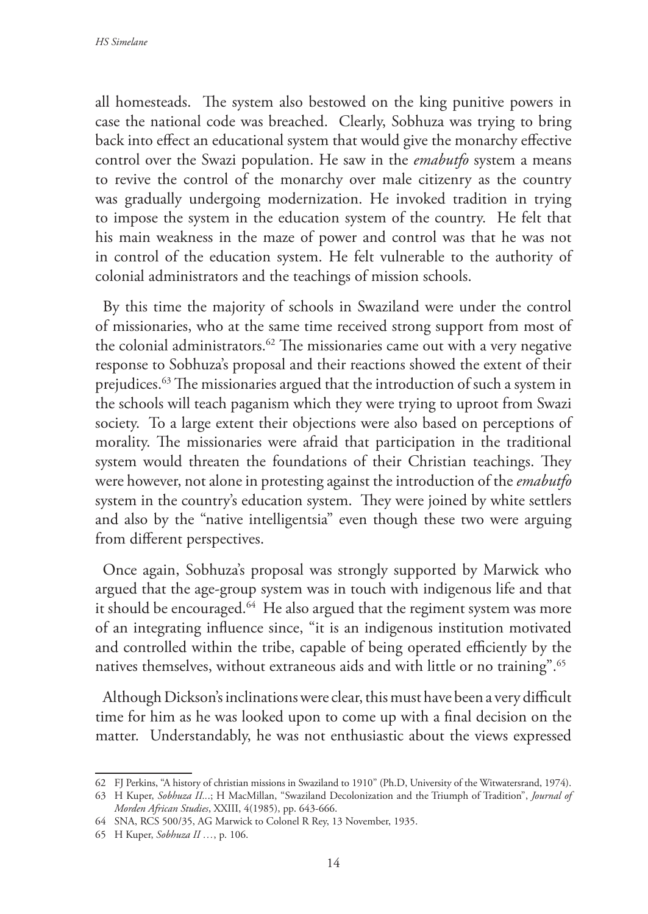all homesteads. The system also bestowed on the king punitive powers in case the national code was breached. Clearly, Sobhuza was trying to bring back into effect an educational system that would give the monarchy effective control over the Swazi population. He saw in the *emabutfo* system a means to revive the control of the monarchy over male citizenry as the country was gradually undergoing modernization. He invoked tradition in trying to impose the system in the education system of the country. He felt that his main weakness in the maze of power and control was that he was not in control of the education system. He felt vulnerable to the authority of colonial administrators and the teachings of mission schools.

By this time the majority of schools in Swaziland were under the control of missionaries, who at the same time received strong support from most of the colonial administrators.[62] The missionaries came out with a very negative response to Sobhuza's proposal and their reactions showed the extent of their prejudices.[63] The missionaries argued that the introduction of such a system in the schools will teach paganism which they were trying to uproot from Swazi society. To a large extent their objections were also based on perceptions of morality. The missionaries were afraid that participation in the traditional system would threaten the foundations of their Christian teachings. They were however, not alone in protesting against the introduction of the *emabutfo* system in the country's education system. They were joined by white settlers and also by the "native intelligentsia" even though these two were arguing from different perspectives.

Once again, Sobhuza's proposal was strongly supported by Marwick who argued that the age-group system was in touch with indigenous life and that it should be encouraged.[64] He also argued that the regiment system was more of an integrating influence since, "it is an indigenous institution motivated and controlled within the tribe, capable of being operated efficiently by the natives themselves, without extraneous aids and with little or no training".[65]

Although Dickson's inclinations were clear, this must have been a very difficult time for him as he was looked upon to come up with a final decision on the matter. Understandably, he was not enthusiastic about the views expressed

---

62 FJ Perkins, "A history of christian missions in Swaziland to 1910" (Ph.D, University of the Witwatersrand, 1974).

63 H Kuper, *Sobhuza II...*; H MacMillan, "Swaziland Decolonization and the Triumph of Tradition", *Journal of Morden African Studies*, XXIII, 4(1985), pp. 643-666.

64 SNA, RCS 500/35, AG Marwick to Colonel R Rey, 13 November, 1935.

65 H Kuper, *Sobhuza II …*, p. 106.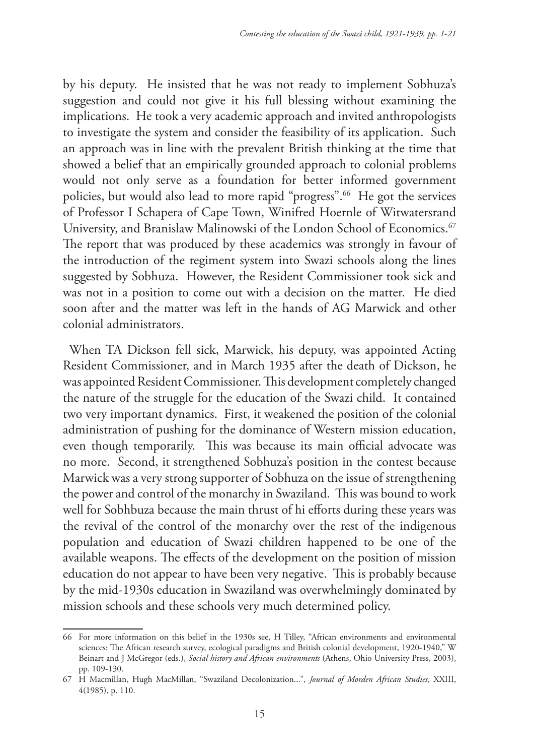by his deputy. He insisted that he was not ready to implement Sobhuza's suggestion and could not give it his full blessing without examining the implications. He took a very academic approach and invited anthropologists to investigate the system and consider the feasibility of its application. Such an approach was in line with the prevalent British thinking at the time that showed a belief that an empirically grounded approach to colonial problems would not only serve as a foundation for better informed government policies, but would also lead to more rapid "progress".[66] He got the services of Professor I Schapera of Cape Town, Winifred Hoernle of Witwatersrand University, and Branislaw Malinowski of the London School of Economics.[67] The report that was produced by these academics was strongly in favour of the introduction of the regiment system into Swazi schools along the lines suggested by Sobhuza. However, the Resident Commissioner took sick and was not in a position to come out with a decision on the matter. He died soon after and the matter was left in the hands of AG Marwick and other colonial administrators.

When TA Dickson fell sick, Marwick, his deputy, was appointed Acting Resident Commissioner, and in March 1935 after the death of Dickson, he was appointed Resident Commissioner. This development completely changed the nature of the struggle for the education of the Swazi child. It contained two very important dynamics. First, it weakened the position of the colonial administration of pushing for the dominance of Western mission education, even though temporarily. This was because its main official advocate was no more. Second, it strengthened Sobhuza's position in the contest because Marwick was a very strong supporter of Sobhuza on the issue of strengthening the power and control of the monarchy in Swaziland. This was bound to work well for Sobhbuza because the main thrust of hi efforts during these years was the revival of the control of the monarchy over the rest of the indigenous population and education of Swazi children happened to be one of the available weapons. The effects of the development on the position of mission education do not appear to have been very negative. This is probably because by the mid-1930s education in Swaziland was overwhelmingly dominated by mission schools and these schools very much determined policy.

---

66 For more information on this belief in the 1930s see, H Tilley, "African environments and environmental sciences: The African research survey, ecological paradigms and British colonial development, 1920-1940," W Beinart and J McGregor (eds.), *Social history and African environments* (Athens, Ohio University Press, 2003), pp. 109-130.

67 H Macmillan, Hugh MacMillan, "Swaziland Decolonization...", *Journal of Morden African Studies*, XXIII, 4(1985), p. 110.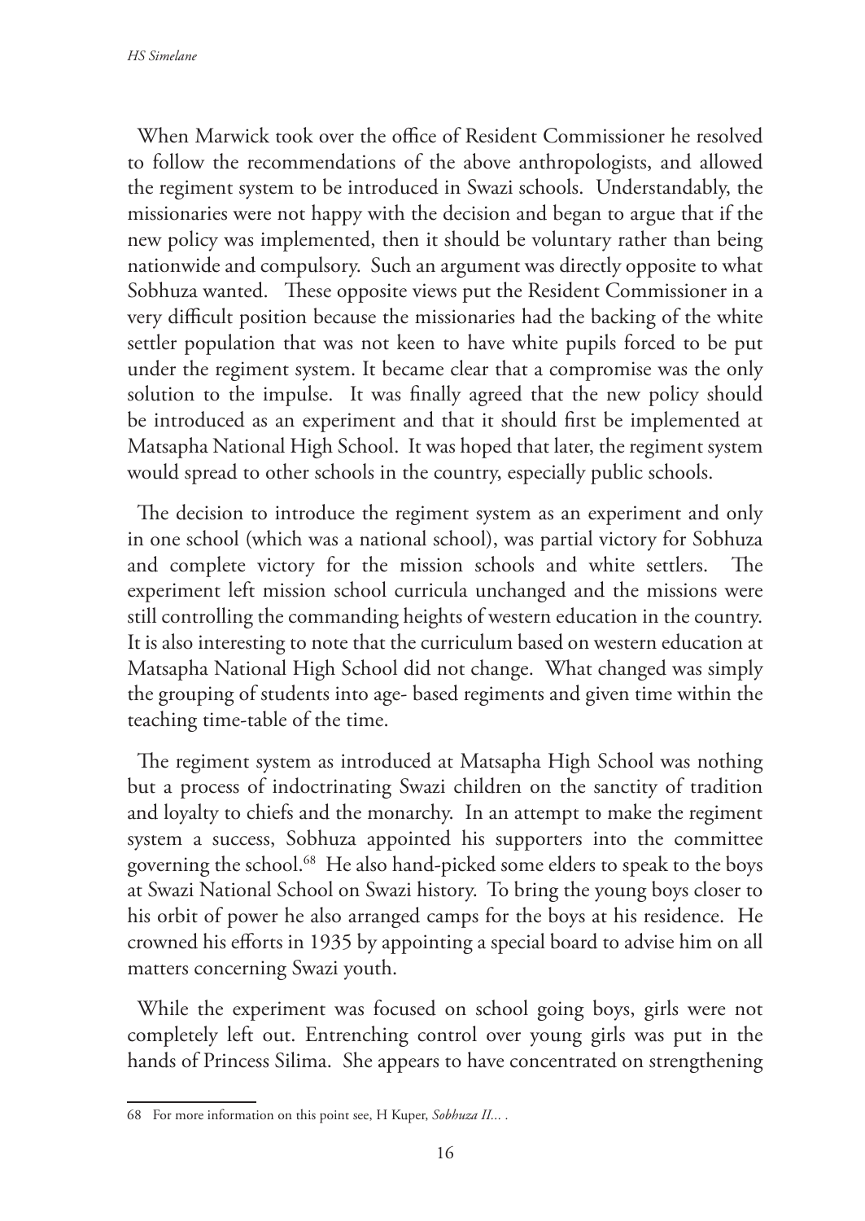When Marwick took over the office of Resident Commissioner he resolved to follow the recommendations of the above anthropologists, and allowed the regiment system to be introduced in Swazi schools. Understandably, the missionaries were not happy with the decision and began to argue that if the new policy was implemented, then it should be voluntary rather than being nationwide and compulsory. Such an argument was directly opposite to what Sobhuza wanted. These opposite views put the Resident Commissioner in a very difficult position because the missionaries had the backing of the white settler population that was not keen to have white pupils forced to be put under the regiment system. It became clear that a compromise was the only solution to the impulse. It was finally agreed that the new policy should be introduced as an experiment and that it should first be implemented at Matsapha National High School. It was hoped that later, the regiment system would spread to other schools in the country, especially public schools.

The decision to introduce the regiment system as an experiment and only in one school (which was a national school), was partial victory for Sobhuza and complete victory for the mission schools and white settlers. The experiment left mission school curricula unchanged and the missions were still controlling the commanding heights of western education in the country. It is also interesting to note that the curriculum based on western education at Matsapha National High School did not change. What changed was simply the grouping of students into age- based regiments and given time within the teaching time-table of the time.

The regiment system as introduced at Matsapha High School was nothing but a process of indoctrinating Swazi children on the sanctity of tradition and loyalty to chiefs and the monarchy. In an attempt to make the regiment system a success, Sobhuza appointed his supporters into the committee governing the school.[68] He also hand-picked some elders to speak to the boys at Swazi National School on Swazi history. To bring the young boys closer to his orbit of power he also arranged camps for the boys at his residence. He crowned his efforts in 1935 by appointing a special board to advise him on all matters concerning Swazi youth.

While the experiment was focused on school going boys, girls were not completely left out. Entrenching control over young girls was put in the hands of Princess Silima. She appears to have concentrated on strengthening

---

68 For more information on this point see, H Kuper, *Sobhuza II...* .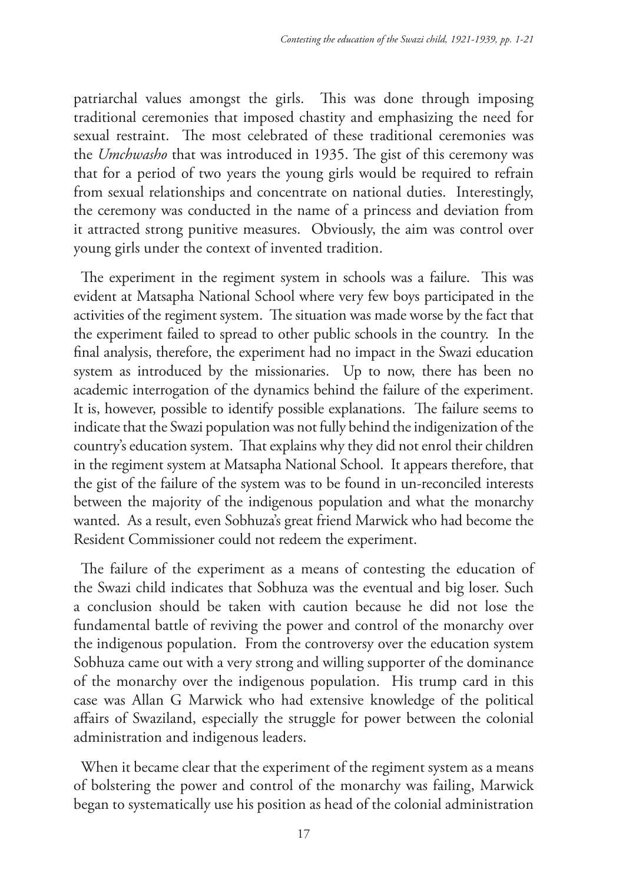patriarchal values amongst the girls. This was done through imposing traditional ceremonies that imposed chastity and emphasizing the need for sexual restraint. The most celebrated of these traditional ceremonies was the *Umchwasho* that was introduced in 1935. The gist of this ceremony was that for a period of two years the young girls would be required to refrain from sexual relationships and concentrate on national duties. Interestingly, the ceremony was conducted in the name of a princess and deviation from it attracted strong punitive measures. Obviously, the aim was control over young girls under the context of invented tradition.

The experiment in the regiment system in schools was a failure. This was evident at Matsapha National School where very few boys participated in the activities of the regiment system. The situation was made worse by the fact that the experiment failed to spread to other public schools in the country. In the final analysis, therefore, the experiment had no impact in the Swazi education system as introduced by the missionaries. Up to now, there has been no academic interrogation of the dynamics behind the failure of the experiment. It is, however, possible to identify possible explanations. The failure seems to indicate that the Swazi population was not fully behind the indigenization of the country's education system. That explains why they did not enrol their children in the regiment system at Matsapha National School. It appears therefore, that the gist of the failure of the system was to be found in un-reconciled interests between the majority of the indigenous population and what the monarchy wanted. As a result, even Sobhuza's great friend Marwick who had become the Resident Commissioner could not redeem the experiment.

The failure of the experiment as a means of contesting the education of the Swazi child indicates that Sobhuza was the eventual and big loser. Such a conclusion should be taken with caution because he did not lose the fundamental battle of reviving the power and control of the monarchy over the indigenous population. From the controversy over the education system Sobhuza came out with a very strong and willing supporter of the dominance of the monarchy over the indigenous population. His trump card in this case was Allan G Marwick who had extensive knowledge of the political affairs of Swaziland, especially the struggle for power between the colonial administration and indigenous leaders.

When it became clear that the experiment of the regiment system as a means of bolstering the power and control of the monarchy was failing, Marwick began to systematically use his position as head of the colonial administration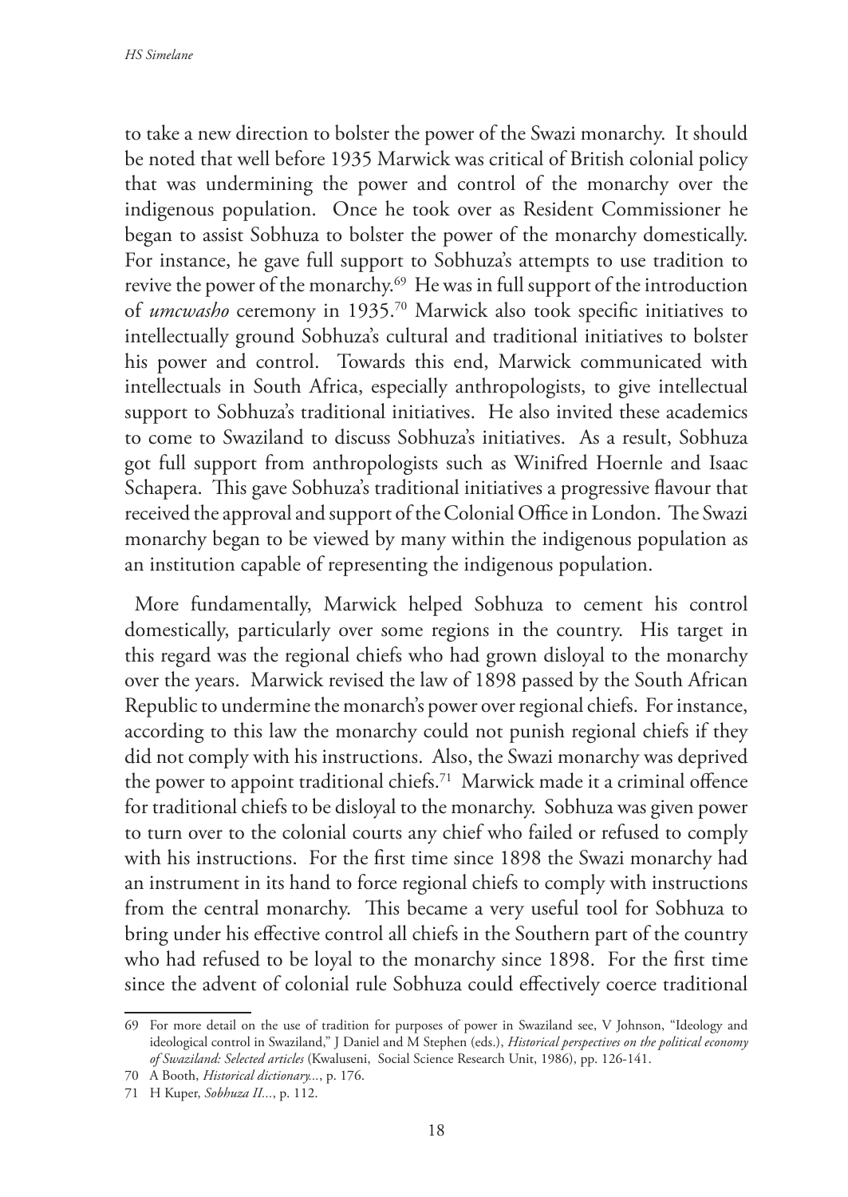to take a new direction to bolster the power of the Swazi monarchy. It should be noted that well before 1935 Marwick was critical of British colonial policy that was undermining the power and control of the monarchy over the indigenous population. Once he took over as Resident Commissioner he began to assist Sobhuza to bolster the power of the monarchy domestically. For instance, he gave full support to Sobhuza's attempts to use tradition to revive the power of the monarchy.[69] He was in full support of the introduction of *umcwasho* ceremony in 1935.[70] Marwick also took specific initiatives to intellectually ground Sobhuza's cultural and traditional initiatives to bolster his power and control. Towards this end, Marwick communicated with intellectuals in South Africa, especially anthropologists, to give intellectual support to Sobhuza's traditional initiatives. He also invited these academics to come to Swaziland to discuss Sobhuza's initiatives. As a result, Sobhuza got full support from anthropologists such as Winifred Hoernle and Isaac Schapera. This gave Sobhuza's traditional initiatives a progressive flavour that received the approval and support of the Colonial Office in London. The Swazi monarchy began to be viewed by many within the indigenous population as an institution capable of representing the indigenous population.

More fundamentally, Marwick helped Sobhuza to cement his control domestically, particularly over some regions in the country. His target in this regard was the regional chiefs who had grown disloyal to the monarchy over the years. Marwick revised the law of 1898 passed by the South African Republic to undermine the monarch's power over regional chiefs. For instance, according to this law the monarchy could not punish regional chiefs if they did not comply with his instructions. Also, the Swazi monarchy was deprived the power to appoint traditional chiefs.[71] Marwick made it a criminal offence for traditional chiefs to be disloyal to the monarchy. Sobhuza was given power to turn over to the colonial courts any chief who failed or refused to comply with his instructions. For the first time since 1898 the Swazi monarchy had an instrument in its hand to force regional chiefs to comply with instructions from the central monarchy. This became a very useful tool for Sobhuza to bring under his effective control all chiefs in the Southern part of the country who had refused to be loyal to the monarchy since 1898. For the first time since the advent of colonial rule Sobhuza could effectively coerce traditional

---

69 For more detail on the use of tradition for purposes of power in Swaziland see, V Johnson, "Ideology and ideological control in Swaziland," J Daniel and M Stephen (eds.), *Historical perspectives on the political economy of Swaziland: Selected articles* (Kwaluseni, Social Science Research Unit, 1986), pp. 126-141.

70 A Booth, *Historical dictionary...*, p. 176.

71 H Kuper, *Sobhuza II...*, p. 112.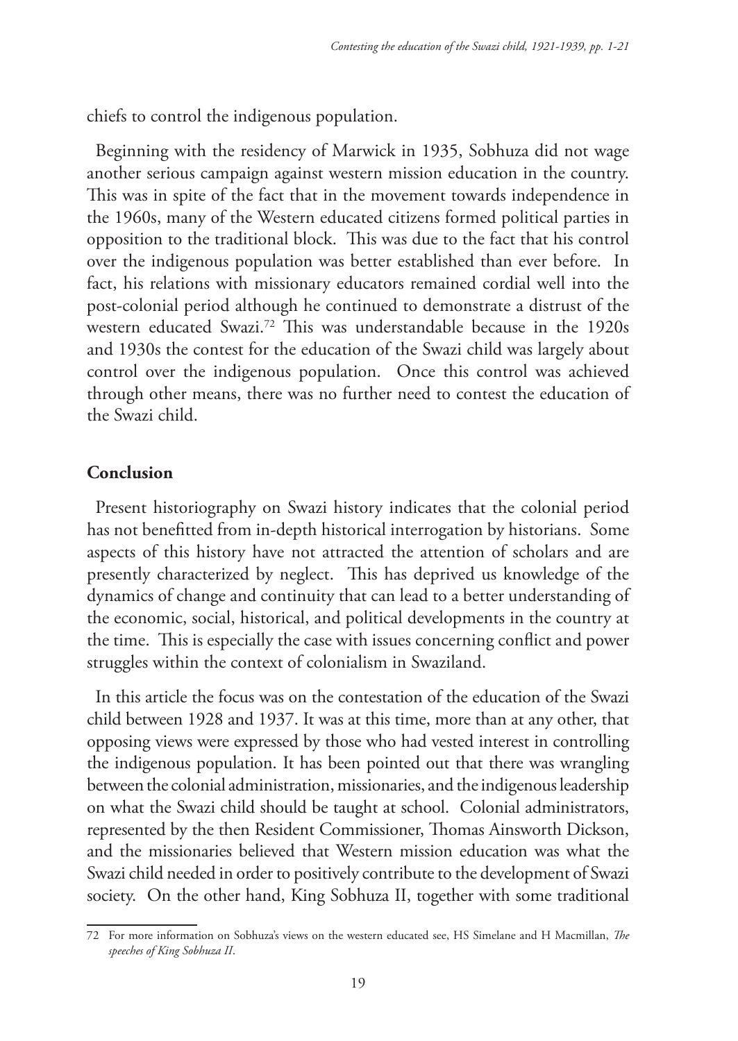chiefs to control the indigenous population.

Beginning with the residency of Marwick in 1935, Sobhuza did not wage another serious campaign against western mission education in the country. This was in spite of the fact that in the movement towards independence in the 1960s, many of the Western educated citizens formed political parties in opposition to the traditional block. This was due to the fact that his control over the indigenous population was better established than ever before. In fact, his relations with missionary educators remained cordial well into the post-colonial period although he continued to demonstrate a distrust of the western educated Swazi.[72] This was understandable because in the 1920s and 1930s the contest for the education of the Swazi child was largely about control over the indigenous population. Once this control was achieved through other means, there was no further need to contest the education of the Swazi child.

## Conclusion

Present historiography on Swazi history indicates that the colonial period has not benefitted from in-depth historical interrogation by historians. Some aspects of this history have not attracted the attention of scholars and are presently characterized by neglect. This has deprived us knowledge of the dynamics of change and continuity that can lead to a better understanding of the economic, social, historical, and political developments in the country at the time. This is especially the case with issues concerning conflict and power struggles within the context of colonialism in Swaziland.

In this article the focus was on the contestation of the education of the Swazi child between 1928 and 1937. It was at this time, more than at any other, that opposing views were expressed by those who had vested interest in controlling the indigenous population. It has been pointed out that there was wrangling between the colonial administration, missionaries, and the indigenous leadership on what the Swazi child should be taught at school. Colonial administrators, represented by the then Resident Commissioner, Thomas Ainsworth Dickson, and the missionaries believed that Western mission education was what the Swazi child needed in order to positively contribute to the development of Swazi society. On the other hand, King Sobhuza II, together with some traditional

72 For more information on Sobhuza's views on the western educated see, HS Simelane and H Macmillan, *The speeches of King Sobhuza II*.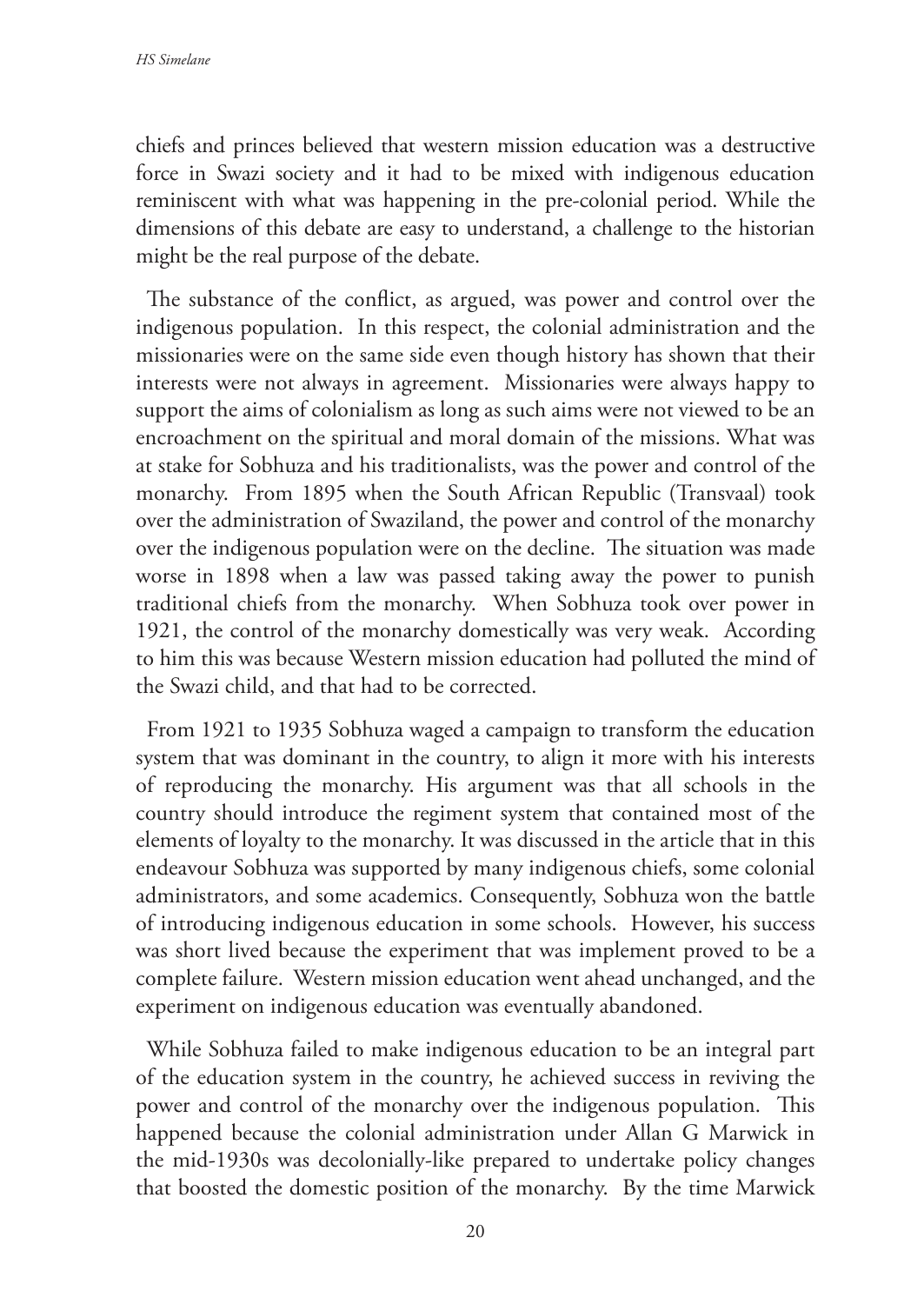chiefs and princes believed that western mission education was a destructive force in Swazi society and it had to be mixed with indigenous education reminiscent with what was happening in the pre-colonial period. While the dimensions of this debate are easy to understand, a challenge to the historian might be the real purpose of the debate.

The substance of the conflict, as argued, was power and control over the indigenous population. In this respect, the colonial administration and the missionaries were on the same side even though history has shown that their interests were not always in agreement. Missionaries were always happy to support the aims of colonialism as long as such aims were not viewed to be an encroachment on the spiritual and moral domain of the missions. What was at stake for Sobhuza and his traditionalists, was the power and control of the monarchy. From 1895 when the South African Republic (Transvaal) took over the administration of Swaziland, the power and control of the monarchy over the indigenous population were on the decline. The situation was made worse in 1898 when a law was passed taking away the power to punish traditional chiefs from the monarchy. When Sobhuza took over power in 1921, the control of the monarchy domestically was very weak. According to him this was because Western mission education had polluted the mind of the Swazi child, and that had to be corrected.

From 1921 to 1935 Sobhuza waged a campaign to transform the education system that was dominant in the country, to align it more with his interests of reproducing the monarchy. His argument was that all schools in the country should introduce the regiment system that contained most of the elements of loyalty to the monarchy. It was discussed in the article that in this endeavour Sobhuza was supported by many indigenous chiefs, some colonial administrators, and some academics. Consequently, Sobhuza won the battle of introducing indigenous education in some schools. However, his success was short lived because the experiment that was implement proved to be a complete failure. Western mission education went ahead unchanged, and the experiment on indigenous education was eventually abandoned.

While Sobhuza failed to make indigenous education to be an integral part of the education system in the country, he achieved success in reviving the power and control of the monarchy over the indigenous population. This happened because the colonial administration under Allan G Marwick in the mid-1930s was decolonially-like prepared to undertake policy changes that boosted the domestic position of the monarchy. By the time Marwick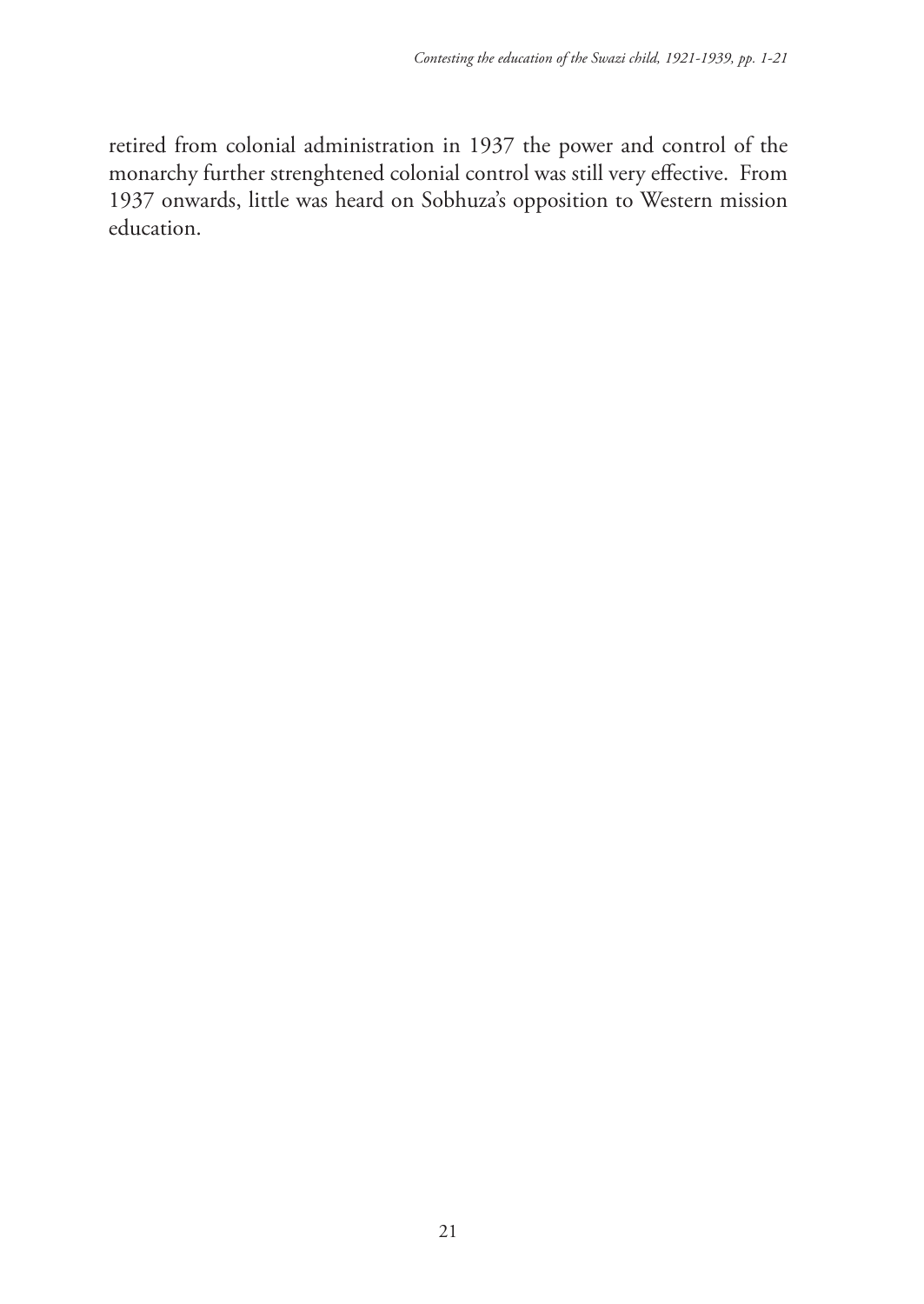retired from colonial administration in 1937 the power and control of the monarchy further strenghtened colonial control was still very effective. From 1937 onwards, little was heard on Sobhuza's opposition to Western mission education.